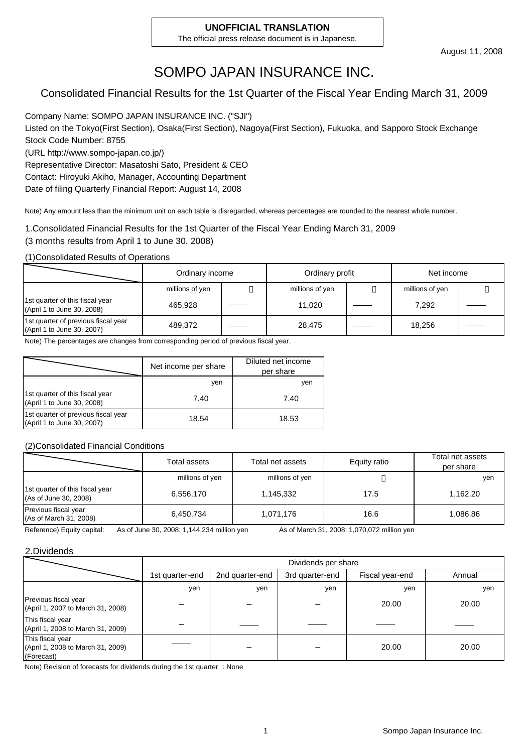**UNOFFICIAL TRANSLATION**
The official press release document is in Japanese.

August 11, 2008

# SOMPO JAPAN INSURANCE INC.

## Consolidated Financial Results for the 1st Quarter of the Fiscal Year Ending March 31, 2009

Company Name: SOMPO JAPAN INSURANCE INC. ("SJI")
Listed on the Tokyo(First Section), Osaka(First Section), Nagoya(First Section), Fukuoka, and Sapporo Stock Exchange
Stock Code Number: 8755
(URL http://www.sompo-japan.co.jp/)
Representative Director: Masatoshi Sato, President & CEO
Contact: Hiroyuki Akiho, Manager, Accounting Department
Date of filing Quarterly Financial Report: August 14, 2008

Note) Any amount less than the minimum unit on each table is disregarded, whereas percentages are rounded to the nearest whole number.

### 1.Consolidated Financial Results for the 1st Quarter of the Fiscal Year Ending March 31, 2009
(3 months results from April 1 to June 30, 2008)

#### (1)Consolidated Results of Operations

| | Ordinary income | | Ordinary profit | | Net income | |
|---|---|---|---|---|---|---|
| | millions of yen | % | millions of yen | % | millions of yen | % |
| 1st quarter of this fiscal year (April 1 to June 30, 2008) | 465,928 | ―― | 11,020 | ―― | 7,292 | ―― |
| 1st quarter of previous fiscal year (April 1 to June 30, 2007) | 489,372 | ―― | 28,475 | ―― | 18,256 | ―― |

Note) The percentages are changes from corresponding period of previous fiscal year.

| | Net income per share | Diluted net income per share |
|---|---|---|
| | yen | yen |
| 1st quarter of this fiscal year (April 1 to June 30, 2008) | 7.40 | 7.40 |
| 1st quarter of previous fiscal year (April 1 to June 30, 2007) | 18.54 | 18.53 |

#### (2)Consolidated Financial Conditions

| | Total assets | Total net assets | Equity ratio | Total net assets per share |
|---|---|---|---|---|
| | millions of yen | millions of yen | % | yen |
| 1st quarter of this fiscal year (As of June 30, 2008) | 6,556,170 | 1,145,332 | 17.5 | 1,162.20 |
| Previous fiscal year (As of March 31, 2008) | 6,450,734 | 1,071,176 | 16.6 | 1,086.86 |

Reference) Equity capital: As of June 30, 2008: 1,144,234 million yen As of March 31, 2008: 1,070,072 million yen

### 2.Dividends

| | Dividends per share | | | | |
|---|---|---|---|---|---|
| | 1st quarter-end | 2nd quarter-end | 3rd quarter-end | Fiscal year-end | Annual |
| | yen | yen | yen | yen | yen |
| Previous fiscal year (April 1, 2007 to March 31, 2008) | − | − | − | 20.00 | 20.00 |
| This fiscal year (April 1, 2008 to March 31, 2009) | − | ―― | ―― | ―― | ―― |
| This fiscal year (April 1, 2008 to March 31, 2009) (Forecast) | ―― | − | − | 20.00 | 20.00 |

Note) Revision of forecasts for dividends during the 1st quarter : None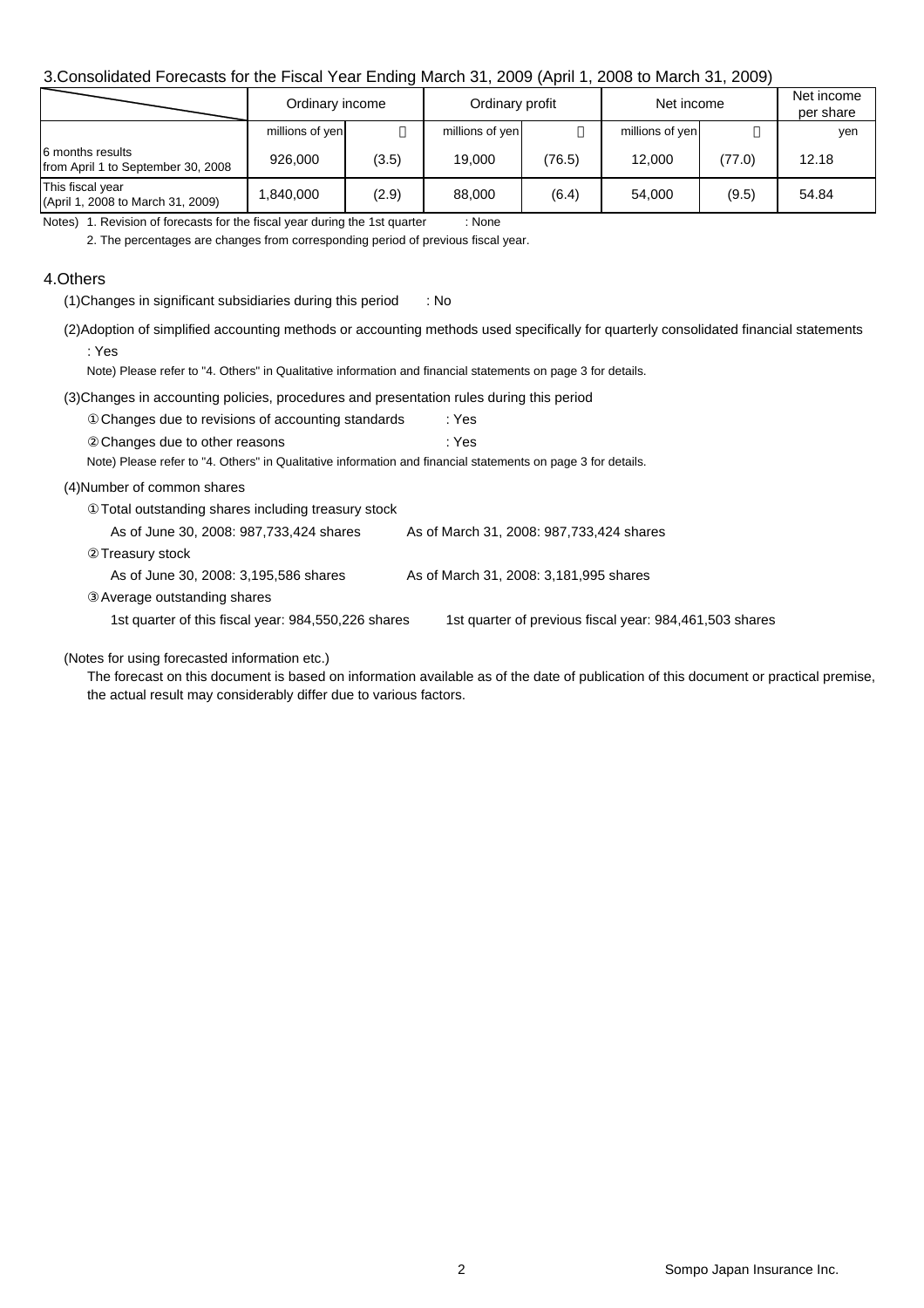## 3.Consolidated Forecasts for the Fiscal Year Ending March 31, 2009 (April 1, 2008 to March 31, 2009)

| | Ordinary income | | Ordinary profit | | Net income | | Net income per share |
|---|---|---|---|---|---|---|---|
| | millions of yen | % | millions of yen | % | millions of yen | % | yen |
| 6 months results from April 1 to September 30, 2008 | 926,000 | (3.5) | 19,000 | (76.5) | 12,000 | (77.0) | 12.18 |
| This fiscal year (April 1, 2008 to March 31, 2009) | 1,840,000 | (2.9) | 88,000 | (6.4) | 54,000 | (9.5) | 54.84 |

Notes) 1. Revision of forecasts for the fiscal year during the 1st quarter : None

2. The percentages are changes from corresponding period of previous fiscal year.

## 4.Others

(1)Changes in significant subsidiaries during this period : No

(2)Adoption of simplified accounting methods or accounting methods used specifically for quarterly consolidated financial statements : Yes

Note) Please refer to "4. Others" in Qualitative information and financial statements on page 3 for details.

(3)Changes in accounting policies, procedures and presentation rules during this period

① Changes due to revisions of accounting standards : Yes

② Changes due to other reasons : Yes

Note) Please refer to "4. Others" in Qualitative information and financial statements on page 3 for details.

(4)Number of common shares

① Total outstanding shares including treasury stock

As of June 30, 2008: 987,733,424 shares    As of March 31, 2008: 987,733,424 shares

② Treasury stock

As of June 30, 2008: 3,195,586 shares    As of March 31, 2008: 3,181,995 shares

③ Average outstanding shares

1st quarter of this fiscal year: 984,550,226 shares    1st quarter of previous fiscal year: 984,461,503 shares

(Notes for using forecasted information etc.)

The forecast on this document is based on information available as of the date of publication of this document or practical premise, the actual result may considerably differ due to various factors.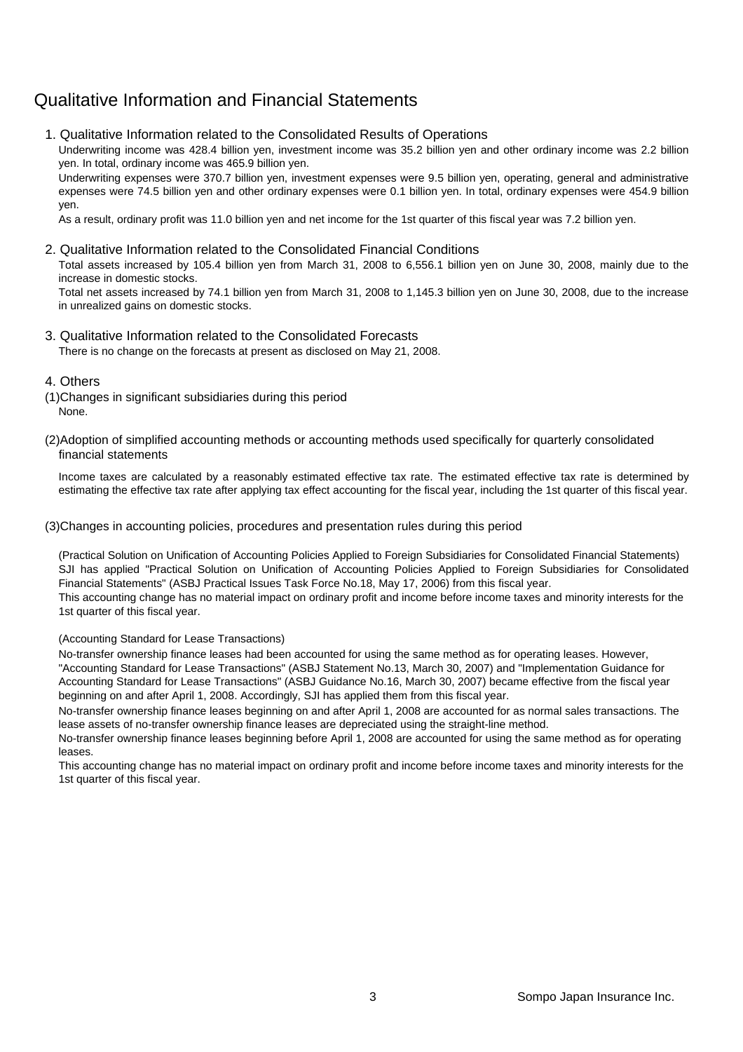# Qualitative Information and Financial Statements

## 1. Qualitative Information related to the Consolidated Results of Operations

Underwriting income was 428.4 billion yen, investment income was 35.2 billion yen and other ordinary income was 2.2 billion yen. In total, ordinary income was 465.9 billion yen.

Underwriting expenses were 370.7 billion yen, investment expenses were 9.5 billion yen, operating, general and administrative expenses were 74.5 billion yen and other ordinary expenses were 0.1 billion yen. In total, ordinary expenses were 454.9 billion yen.

As a result, ordinary profit was 11.0 billion yen and net income for the 1st quarter of this fiscal year was 7.2 billion yen.

## 2. Qualitative Information related to the Consolidated Financial Conditions

Total assets increased by 105.4 billion yen from March 31, 2008 to 6,556.1 billion yen on June 30, 2008, mainly due to the increase in domestic stocks.

Total net assets increased by 74.1 billion yen from March 31, 2008 to 1,145.3 billion yen on June 30, 2008, due to the increase in unrealized gains on domestic stocks.

## 3. Qualitative Information related to the Consolidated Forecasts

There is no change on the forecasts at present as disclosed on May 21, 2008.

## 4. Others

### (1)Changes in significant subsidiaries during this period

None.

### (2)Adoption of simplified accounting methods or accounting methods used specifically for quarterly consolidated financial statements

Income taxes are calculated by a reasonably estimated effective tax rate. The estimated effective tax rate is determined by estimating the effective tax rate after applying tax effect accounting for the fiscal year, including the 1st quarter of this fiscal year.

### (3)Changes in accounting policies, procedures and presentation rules during this period

(Practical Solution on Unification of Accounting Policies Applied to Foreign Subsidiaries for Consolidated Financial Statements)

SJI has applied "Practical Solution on Unification of Accounting Policies Applied to Foreign Subsidiaries for Consolidated Financial Statements" (ASBJ Practical Issues Task Force No.18, May 17, 2006) from this fiscal year.

This accounting change has no material impact on ordinary profit and income before income taxes and minority interests for the 1st quarter of this fiscal year.

(Accounting Standard for Lease Transactions)

No-transfer ownership finance leases had been accounted for using the same method as for operating leases. However, "Accounting Standard for Lease Transactions" (ASBJ Statement No.13, March 30, 2007) and "Implementation Guidance for Accounting Standard for Lease Transactions" (ASBJ Guidance No.16, March 30, 2007) became effective from the fiscal year beginning on and after April 1, 2008. Accordingly, SJI has applied them from this fiscal year.

No-transfer ownership finance leases beginning on and after April 1, 2008 are accounted for as normal sales transactions. The lease assets of no-transfer ownership finance leases are depreciated using the straight-line method.

No-transfer ownership finance leases beginning before April 1, 2008 are accounted for using the same method as for operating leases.

This accounting change has no material impact on ordinary profit and income before income taxes and minority interests for the 1st quarter of this fiscal year.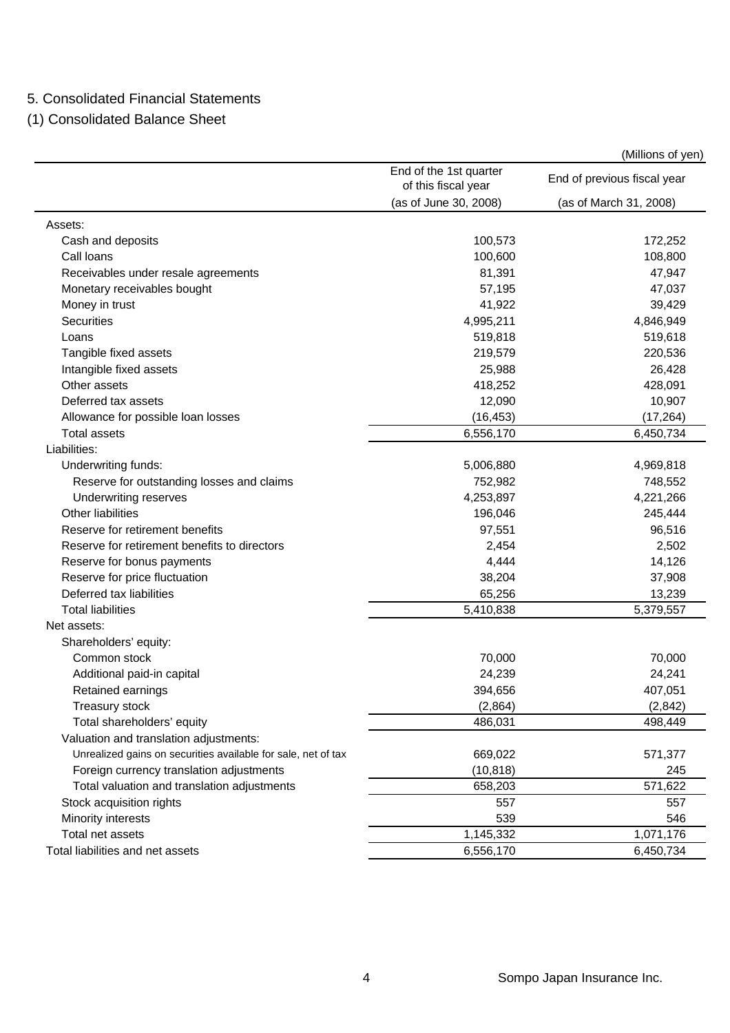## 5. Consolidated Financial Statements

### (1) Consolidated Balance Sheet

(Millions of yen)

| | End of the 1st quarter of this fiscal year (as of June 30, 2008) | End of previous fiscal year (as of March 31, 2008) |
|---|---|---|
| Assets: | | |
| Cash and deposits | 100,573 | 172,252 |
| Call loans | 100,600 | 108,800 |
| Receivables under resale agreements | 81,391 | 47,947 |
| Monetary receivables bought | 57,195 | 47,037 |
| Money in trust | 41,922 | 39,429 |
| Securities | 4,995,211 | 4,846,949 |
| Loans | 519,818 | 519,618 |
| Tangible fixed assets | 219,579 | 220,536 |
| Intangible fixed assets | 25,988 | 26,428 |
| Other assets | 418,252 | 428,091 |
| Deferred tax assets | 12,090 | 10,907 |
| Allowance for possible loan losses | (16,453) | (17,264) |
| Total assets | 6,556,170 | 6,450,734 |
| Liabilities: | | |
| Underwriting funds: | 5,006,880 | 4,969,818 |
| Reserve for outstanding losses and claims | 752,982 | 748,552 |
| Underwriting reserves | 4,253,897 | 4,221,266 |
| Other liabilities | 196,046 | 245,444 |
| Reserve for retirement benefits | 97,551 | 96,516 |
| Reserve for retirement benefits to directors | 2,454 | 2,502 |
| Reserve for bonus payments | 4,444 | 14,126 |
| Reserve for price fluctuation | 38,204 | 37,908 |
| Deferred tax liabilities | 65,256 | 13,239 |
| Total liabilities | 5,410,838 | 5,379,557 |
| Net assets: | | |
| Shareholders' equity: | | |
| Common stock | 70,000 | 70,000 |
| Additional paid-in capital | 24,239 | 24,241 |
| Retained earnings | 394,656 | 407,051 |
| Treasury stock | (2,864) | (2,842) |
| Total shareholders' equity | 486,031 | 498,449 |
| Valuation and translation adjustments: | | |
| Unrealized gains on securities available for sale, net of tax | 669,022 | 571,377 |
| Foreign currency translation adjustments | (10,818) | 245 |
| Total valuation and translation adjustments | 658,203 | 571,622 |
| Stock acquisition rights | 557 | 557 |
| Minority interests | 539 | 546 |
| Total net assets | 1,145,332 | 1,071,176 |
| Total liabilities and net assets | 6,556,170 | 6,450,734 |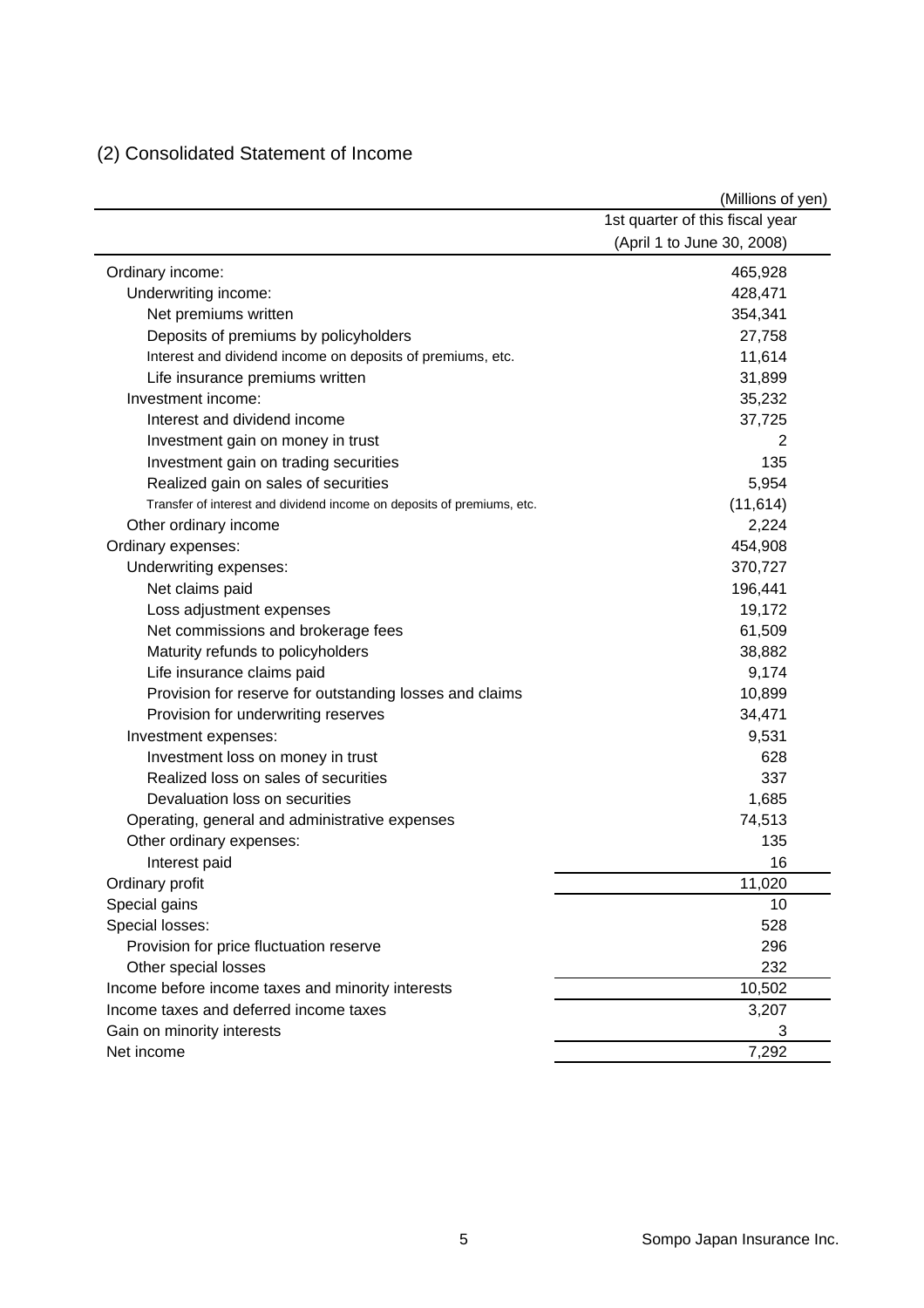## (2) Consolidated Statement of Income

(Millions of yen)

| | 1st quarter of this fiscal year (April 1 to June 30, 2008) |
|---|---|
| Ordinary income: | 465,928 |
| Underwriting income: | 428,471 |
| Net premiums written | 354,341 |
| Deposits of premiums by policyholders | 27,758 |
| Interest and dividend income on deposits of premiums, etc. | 11,614 |
| Life insurance premiums written | 31,899 |
| Investment income: | 35,232 |
| Interest and dividend income | 37,725 |
| Investment gain on money in trust | 2 |
| Investment gain on trading securities | 135 |
| Realized gain on sales of securities | 5,954 |
| Transfer of interest and dividend income on deposits of premiums, etc. | (11,614) |
| Other ordinary income | 2,224 |
| Ordinary expenses: | 454,908 |
| Underwriting expenses: | 370,727 |
| Net claims paid | 196,441 |
| Loss adjustment expenses | 19,172 |
| Net commissions and brokerage fees | 61,509 |
| Maturity refunds to policyholders | 38,882 |
| Life insurance claims paid | 9,174 |
| Provision for reserve for outstanding losses and claims | 10,899 |
| Provision for underwriting reserves | 34,471 |
| Investment expenses: | 9,531 |
| Investment loss on money in trust | 628 |
| Realized loss on sales of securities | 337 |
| Devaluation loss on securities | 1,685 |
| Operating, general and administrative expenses | 74,513 |
| Other ordinary expenses: | 135 |
| Interest paid | 16 |
| Ordinary profit | 11,020 |
| Special gains | 10 |
| Special losses: | 528 |
| Provision for price fluctuation reserve | 296 |
| Other special losses | 232 |
| Income before income taxes and minority interests | 10,502 |
| Income taxes and deferred income taxes | 3,207 |
| Gain on minority interests | 3 |
| Net income | 7,292 |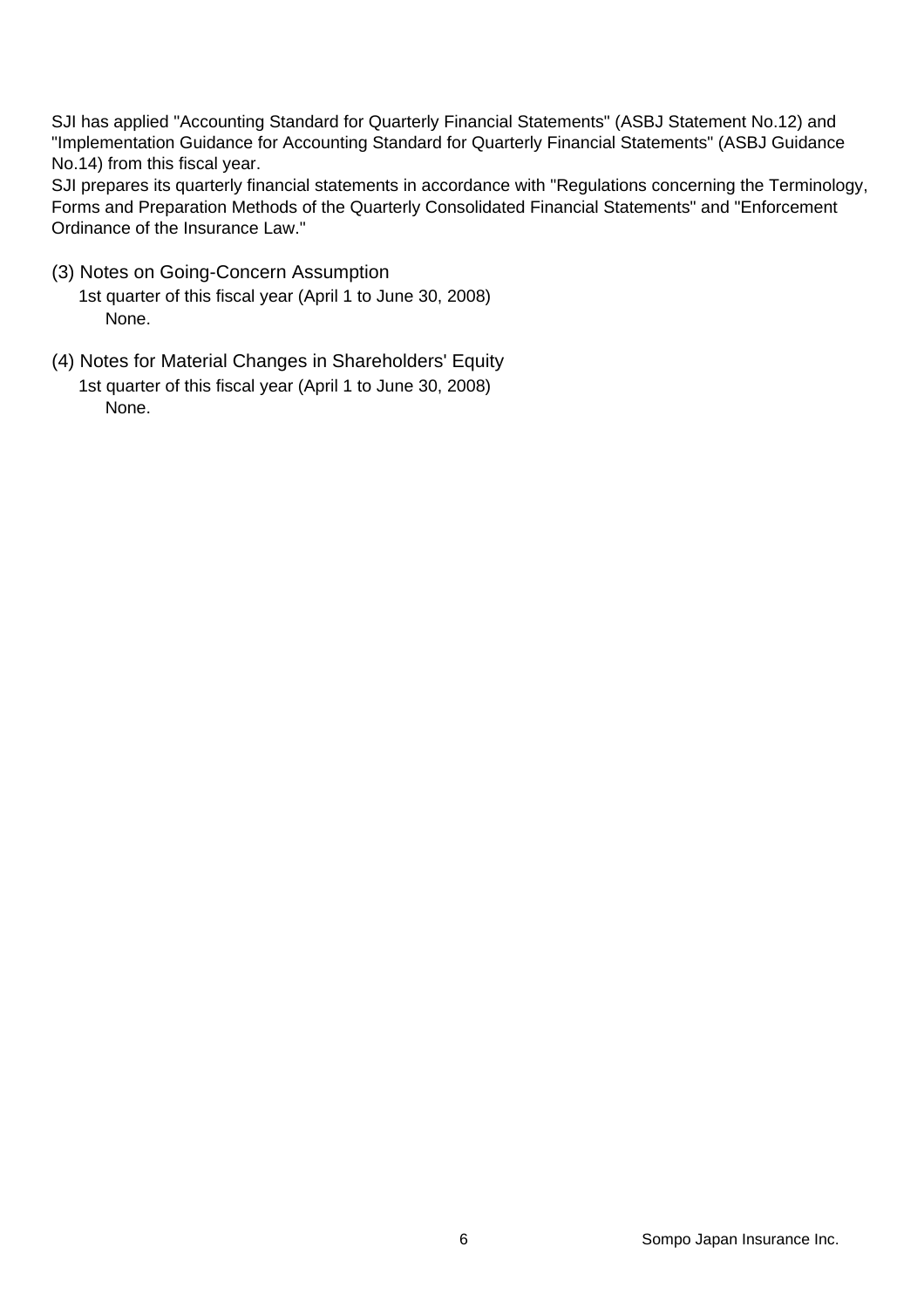SJI has applied "Accounting Standard for Quarterly Financial Statements" (ASBJ Statement No.12) and "Implementation Guidance for Accounting Standard for Quarterly Financial Statements" (ASBJ Guidance No.14) from this fiscal year.

SJI prepares its quarterly financial statements in accordance with "Regulations concerning the Terminology, Forms and Preparation Methods of the Quarterly Consolidated Financial Statements" and "Enforcement Ordinance of the Insurance Law."

### (3) Notes on Going-Concern Assumption

1st quarter of this fiscal year (April 1 to June 30, 2008)

None.

### (4) Notes for Material Changes in Shareholders' Equity

1st quarter of this fiscal year (April 1 to June 30, 2008)

None.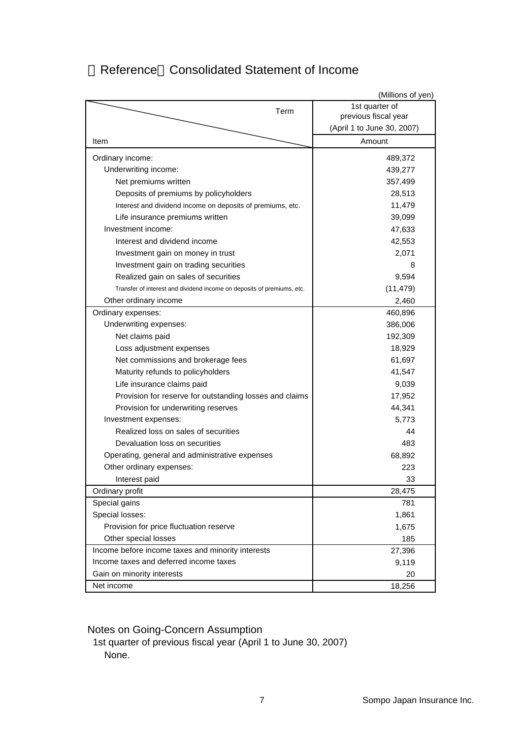# 【Reference】Consolidated Statement of Income

(Millions of yen)

| Item / Term | 1st quarter of previous fiscal year (April 1 to June 30, 2007) |
|---|---|
| | Amount |
| Ordinary income: | 489,372 |
| Underwriting income: | 439,277 |
| Net premiums written | 357,499 |
| Deposits of premiums by policyholders | 28,513 |
| Interest and dividend income on deposits of premiums, etc. | 11,479 |
| Life insurance premiums written | 39,099 |
| Investment income: | 47,633 |
| Interest and dividend income | 42,553 |
| Investment gain on money in trust | 2,071 |
| Investment gain on trading securities | 8 |
| Realized gain on sales of securities | 9,594 |
| Transfer of interest and dividend income on deposits of premiums, etc. | (11,479) |
| Other ordinary income | 2,460 |
| Ordinary expenses: | 460,896 |
| Underwriting expenses: | 386,006 |
| Net claims paid | 192,309 |
| Loss adjustment expenses | 18,929 |
| Net commissions and brokerage fees | 61,697 |
| Maturity refunds to policyholders | 41,547 |
| Life insurance claims paid | 9,039 |
| Provision for reserve for outstanding losses and claims | 17,952 |
| Provision for underwriting reserves | 44,341 |
| Investment expenses: | 5,773 |
| Realized loss on sales of securities | 44 |
| Devaluation loss on securities | 483 |
| Operating, general and administrative expenses | 68,892 |
| Other ordinary expenses: | 223 |
| Interest paid | 33 |
| Ordinary profit | 28,475 |
| Special gains | 781 |
| Special losses: | 1,861 |
| Provision for price fluctuation reserve | 1,675 |
| Other special losses | 185 |
| Income before income taxes and minority interests | 27,396 |
| Income taxes and deferred income taxes | 9,119 |
| Gain on minority interests | 20 |
| Net income | 18,256 |

Notes on Going-Concern Assumption

1st quarter of previous fiscal year (April 1 to June 30, 2007)

None.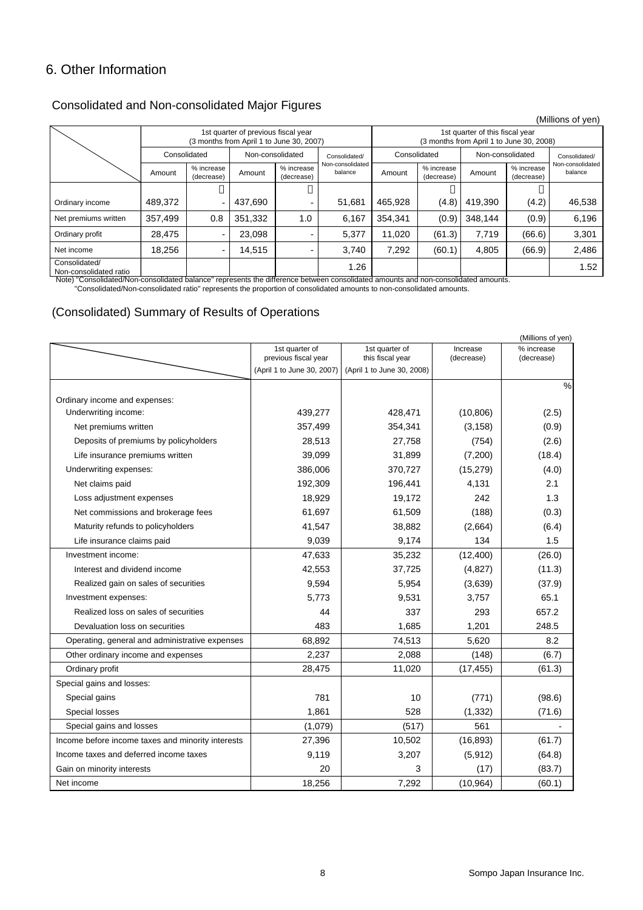# 6. Other Information

## Consolidated and Non-consolidated Major Figures

(Millions of yen)

| | 1st quarter of previous fiscal year (3 months from April 1 to June 30, 2007) | | | | | 1st quarter of this fiscal year (3 months from April 1 to June 30, 2008) | | | | |
|---|---|---|---|---|---|---|---|---|---|---|
| | Consolidated | | Non-consolidated | | Consolidated/ Non-consolidated balance | Consolidated | | Non-consolidated | | Consolidated/ Non-consolidated balance |
| | Amount | % increase (decrease) | Amount | % increase (decrease) | | Amount | % increase (decrease) | Amount | % increase (decrease) | |
| Ordinary income | 489,372 | - | 437,690 | - | 51,681 | 465,928 | (4.8) | 419,390 | (4.2) | 46,538 |
| Net premiums written | 357,499 | 0.8 | 351,332 | 1.0 | 6,167 | 354,341 | (0.9) | 348,144 | (0.9) | 6,196 |
| Ordinary profit | 28,475 | - | 23,098 | - | 5,377 | 11,020 | (61.3) | 7,719 | (66.6) | 3,301 |
| Net income | 18,256 | - | 14,515 | - | 3,740 | 7,292 | (60.1) | 4,805 | (66.9) | 2,486 |
| Consolidated/ Non-consolidated ratio | | | | | 1.26 | | | | | 1.52 |

Note) "Consolidated/Non-consolidated balance" represents the difference between consolidated amounts and non-consolidated amounts.
"Consolidated/Non-consolidated ratio" represents the proportion of consolidated amounts to non-consolidated amounts.

## (Consolidated) Summary of Results of Operations

(Millions of yen)

| | 1st quarter of previous fiscal year (April 1 to June 30, 2007) | 1st quarter of this fiscal year (April 1 to June 30, 2008) | Increase (decrease) | % increase (decrease) |
|---|---|---|---|---|
| | | | | % |
| Ordinary income and expenses: | | | | |
| Underwriting income: | 439,277 | 428,471 | (10,806) | (2.5) |
| Net premiums written | 357,499 | 354,341 | (3,158) | (0.9) |
| Deposits of premiums by policyholders | 28,513 | 27,758 | (754) | (2.6) |
| Life insurance premiums written | 39,099 | 31,899 | (7,200) | (18.4) |
| Underwriting expenses: | 386,006 | 370,727 | (15,279) | (4.0) |
| Net claims paid | 192,309 | 196,441 | 4,131 | 2.1 |
| Loss adjustment expenses | 18,929 | 19,172 | 242 | 1.3 |
| Net commissions and brokerage fees | 61,697 | 61,509 | (188) | (0.3) |
| Maturity refunds to policyholders | 41,547 | 38,882 | (2,664) | (6.4) |
| Life insurance claims paid | 9,039 | 9,174 | 134 | 1.5 |
| Investment income: | 47,633 | 35,232 | (12,400) | (26.0) |
| Interest and dividend income | 42,553 | 37,725 | (4,827) | (11.3) |
| Realized gain on sales of securities | 9,594 | 5,954 | (3,639) | (37.9) |
| Investment expenses: | 5,773 | 9,531 | 3,757 | 65.1 |
| Realized loss on sales of securities | 44 | 337 | 293 | 657.2 |
| Devaluation loss on securities | 483 | 1,685 | 1,201 | 248.5 |
| Operating, general and administrative expenses | 68,892 | 74,513 | 5,620 | 8.2 |
| Other ordinary income and expenses | 2,237 | 2,088 | (148) | (6.7) |
| Ordinary profit | 28,475 | 11,020 | (17,455) | (61.3) |
| Special gains and losses: | | | | |
| Special gains | 781 | 10 | (771) | (98.6) |
| Special losses | 1,861 | 528 | (1,332) | (71.6) |
| Special gains and losses | (1,079) | (517) | 561 | - |
| Income before income taxes and minority interests | 27,396 | 10,502 | (16,893) | (61.7) |
| Income taxes and deferred income taxes | 9,119 | 3,207 | (5,912) | (64.8) |
| Gain on minority interests | 20 | 3 | (17) | (83.7) |
| Net income | 18,256 | 7,292 | (10,964) | (60.1) |

Sompo Japan Insurance Inc.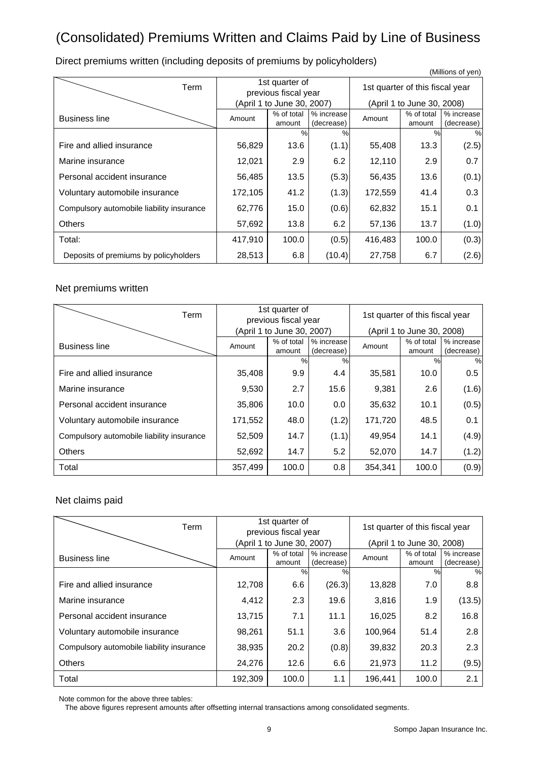# (Consolidated) Premiums Written and Claims Paid by Line of Business

## Direct premiums written (including deposits of premiums by policyholders)

(Millions of yen)

| Term / Business line | 1st quarter of previous fiscal year (April 1 to June 30, 2007) | | | 1st quarter of this fiscal year (April 1 to June 30, 2008) | | |
|---|---|---|---|---|---|---|
| | Amount | % of total amount | % increase (decrease) | Amount | % of total amount | % increase (decrease) |
| | | % | % | | % | % |
| Fire and allied insurance | 56,829 | 13.6 | (1.1) | 55,408 | 13.3 | (2.5) |
| Marine insurance | 12,021 | 2.9 | 6.2 | 12,110 | 2.9 | 0.7 |
| Personal accident insurance | 56,485 | 13.5 | (5.3) | 56,435 | 13.6 | (0.1) |
| Voluntary automobile insurance | 172,105 | 41.2 | (1.3) | 172,559 | 41.4 | 0.3 |
| Compulsory automobile liability insurance | 62,776 | 15.0 | (0.6) | 62,832 | 15.1 | 0.1 |
| Others | 57,692 | 13.8 | 6.2 | 57,136 | 13.7 | (1.0) |
| Total: | 417,910 | 100.0 | (0.5) | 416,483 | 100.0 | (0.3) |
| Deposits of premiums by policyholders | 28,513 | 6.8 | (10.4) | 27,758 | 6.7 | (2.6) |

## Net premiums written

| Term / Business line | 1st quarter of previous fiscal year (April 1 to June 30, 2007) | | | 1st quarter of this fiscal year (April 1 to June 30, 2008) | | |
|---|---|---|---|---|---|---|
| | Amount | % of total amount | % increase (decrease) | Amount | % of total amount | % increase (decrease) |
| | | % | % | | % | % |
| Fire and allied insurance | 35,408 | 9.9 | 4.4 | 35,581 | 10.0 | 0.5 |
| Marine insurance | 9,530 | 2.7 | 15.6 | 9,381 | 2.6 | (1.6) |
| Personal accident insurance | 35,806 | 10.0 | 0.0 | 35,632 | 10.1 | (0.5) |
| Voluntary automobile insurance | 171,552 | 48.0 | (1.2) | 171,720 | 48.5 | 0.1 |
| Compulsory automobile liability insurance | 52,509 | 14.7 | (1.1) | 49,954 | 14.1 | (4.9) |
| Others | 52,692 | 14.7 | 5.2 | 52,070 | 14.7 | (1.2) |
| Total | 357,499 | 100.0 | 0.8 | 354,341 | 100.0 | (0.9) |

## Net claims paid

| Term / Business line | 1st quarter of previous fiscal year (April 1 to June 30, 2007) | | | 1st quarter of this fiscal year (April 1 to June 30, 2008) | | |
|---|---|---|---|---|---|---|
| | Amount | % of total amount | % increase (decrease) | Amount | % of total amount | % increase (decrease) |
| | | % | % | | % | % |
| Fire and allied insurance | 12,708 | 6.6 | (26.3) | 13,828 | 7.0 | 8.8 |
| Marine insurance | 4,412 | 2.3 | 19.6 | 3,816 | 1.9 | (13.5) |
| Personal accident insurance | 13,715 | 7.1 | 11.1 | 16,025 | 8.2 | 16.8 |
| Voluntary automobile insurance | 98,261 | 51.1 | 3.6 | 100,964 | 51.4 | 2.8 |
| Compulsory automobile liability insurance | 38,935 | 20.2 | (0.8) | 39,832 | 20.3 | 2.3 |
| Others | 24,276 | 12.6 | 6.6 | 21,973 | 11.2 | (9.5) |
| Total | 192,309 | 100.0 | 1.1 | 196,441 | 100.0 | 2.1 |

Note common for the above three tables:
The above figures represent amounts after offsetting internal transactions among consolidated segments.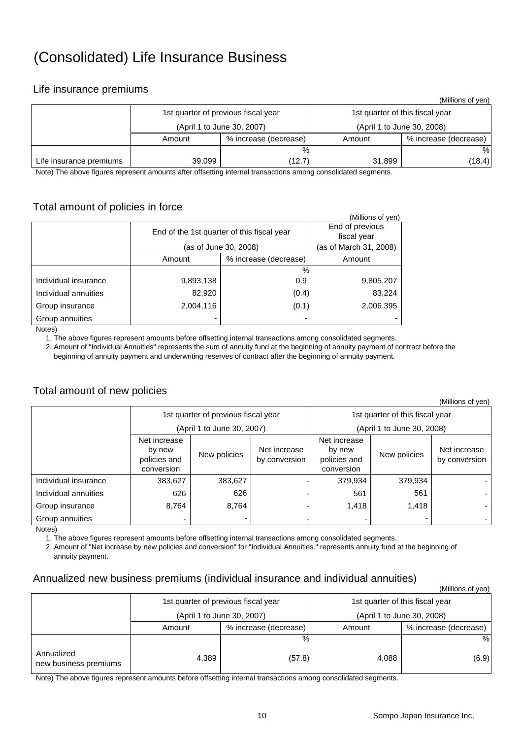# (Consolidated) Life Insurance Business

## Life insurance premiums

(Millions of yen)

| | 1st quarter of previous fiscal year (April 1 to June 30, 2007) | | 1st quarter of this fiscal year (April 1 to June 30, 2008) | |
|---|---|---|---|---|
| | Amount | % increase (decrease) | Amount | % increase (decrease) |
| | | % | | % |
| Life insurance premiums | 39,099 | (12.7) | 31,899 | (18.4) |

Note) The above figures represent amounts after offsetting internal transactions among consolidated segments.

## Total amount of policies in force

(Millions of yen)

| | End of the 1st quarter of this fiscal year (as of June 30, 2008) | | End of previous fiscal year (as of March 31, 2008) |
|---|---|---|---|
| | Amount | % increase (decrease) | Amount |
| | | % | |
| Individual insurance | 9,893,138 | 0.9 | 9,805,207 |
| Individual annuities | 82,920 | (0.4) | 83,224 |
| Group insurance | 2,004,116 | (0.1) | 2,006,395 |
| Group annuities | - | - | - |

Notes)
1. The above figures represent amounts before offsetting internal transactions among consolidated segments.
2. Amount of "Individual Annuities" represents the sum of annuity fund at the beginning of annuity payment of contract before the beginning of annuity payment and underwriting reserves of contract after the beginning of annuity payment.

## Total amount of new policies

(Millions of yen)

| | 1st quarter of previous fiscal year (April 1 to June 30, 2007) | | | 1st quarter of this fiscal year (April 1 to June 30, 2008) | | |
|---|---|---|---|---|---|---|
| | Net increase by new policies and conversion | New policies | Net increase by conversion | Net increase by new policies and conversion | New policies | Net increase by conversion |
| Individual insurance | 383,627 | 383,627 | - | 379,934 | 379,934 | - |
| Individual annuities | 626 | 626 | - | 561 | 561 | - |
| Group insurance | 8,764 | 8,764 | - | 1,418 | 1,418 | - |
| Group annuities | - | - | - | - | - | - |

Notes)
1. The above figures represent amounts before offsetting internal transactions among consolidated segments.
2. Amount of "Net increase by new policies and conversion" for "Individual Annuities." represents annuity fund at the beginning of annuity payment.

## Annualized new business premiums (individual insurance and individual annuities)

(Millions of yen)

| | 1st quarter of previous fiscal year (April 1 to June 30, 2007) | | 1st quarter of this fiscal year (April 1 to June 30, 2008) | |
|---|---|---|---|---|
| | Amount | % increase (decrease) | Amount | % increase (decrease) |
| | | % | | % |
| Annualized new business premiums | 4,389 | (57.8) | 4,088 | (6.9) |

Note) The above figures represent amounts before offsetting internal transactions among consolidated segments.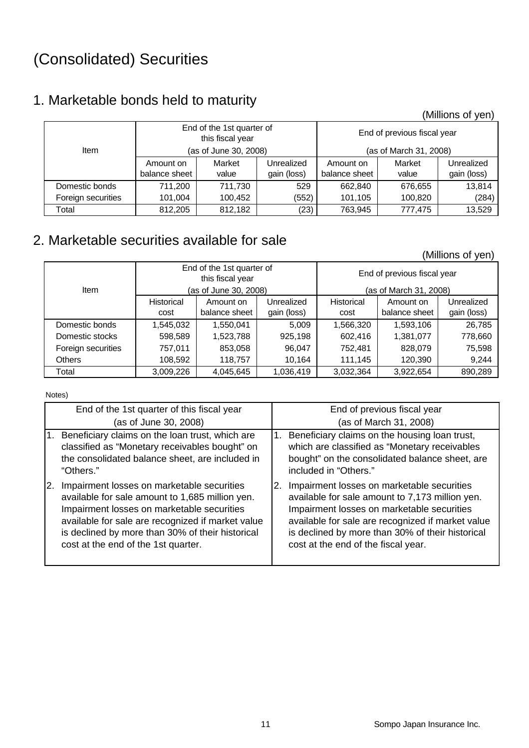# (Consolidated) Securities

## 1. Marketable bonds held to maturity

(Millions of yen)

| Item | End of the 1st quarter of this fiscal year (as of June 30, 2008) | | | End of previous fiscal year (as of March 31, 2008) | | |
|---|---|---|---|---|---|---|
| | Amount on balance sheet | Market value | Unrealized gain (loss) | Amount on balance sheet | Market value | Unrealized gain (loss) |
| Domestic bonds | 711,200 | 711,730 | 529 | 662,840 | 676,655 | 13,814 |
| Foreign securities | 101,004 | 100,452 | (552) | 101,105 | 100,820 | (284) |
| Total | 812,205 | 812,182 | (23) | 763,945 | 777,475 | 13,529 |

## 2. Marketable securities available for sale

(Millions of yen)

| Item | End of the 1st quarter of this fiscal year (as of June 30, 2008) | | | End of previous fiscal year (as of March 31, 2008) | | |
|---|---|---|---|---|---|---|
| | Historical cost | Amount on balance sheet | Unrealized gain (loss) | Historical cost | Amount on balance sheet | Unrealized gain (loss) |
| Domestic bonds | 1,545,032 | 1,550,041 | 5,009 | 1,566,320 | 1,593,106 | 26,785 |
| Domestic stocks | 598,589 | 1,523,788 | 925,198 | 602,416 | 1,381,077 | 778,660 |
| Foreign securities | 757,011 | 853,058 | 96,047 | 752,481 | 828,079 | 75,598 |
| Others | 108,592 | 118,757 | 10,164 | 111,145 | 120,390 | 9,244 |
| Total | 3,009,226 | 4,045,645 | 1,036,419 | 3,032,364 | 3,922,654 | 890,289 |

Notes)

| End of the 1st quarter of this fiscal year (as of June 30, 2008) | End of previous fiscal year (as of March 31, 2008) |
|---|---|
| 1. Beneficiary claims on the loan trust, which are classified as "Monetary receivables bought" on the consolidated balance sheet, are included in "Others." | 1. Beneficiary claims on the housing loan trust, which are classified as "Monetary receivables bought" on the consolidated balance sheet, are included in "Others." |
| 2. Impairment losses on marketable securities available for sale amount to 1,685 million yen. Impairment losses on marketable securities available for sale are recognized if market value is declined by more than 30% of their historical cost at the end of the 1st quarter. | 2. Impairment losses on marketable securities available for sale amount to 7,173 million yen. Impairment losses on marketable securities available for sale are recognized if market value is declined by more than 30% of their historical cost at the end of the fiscal year. |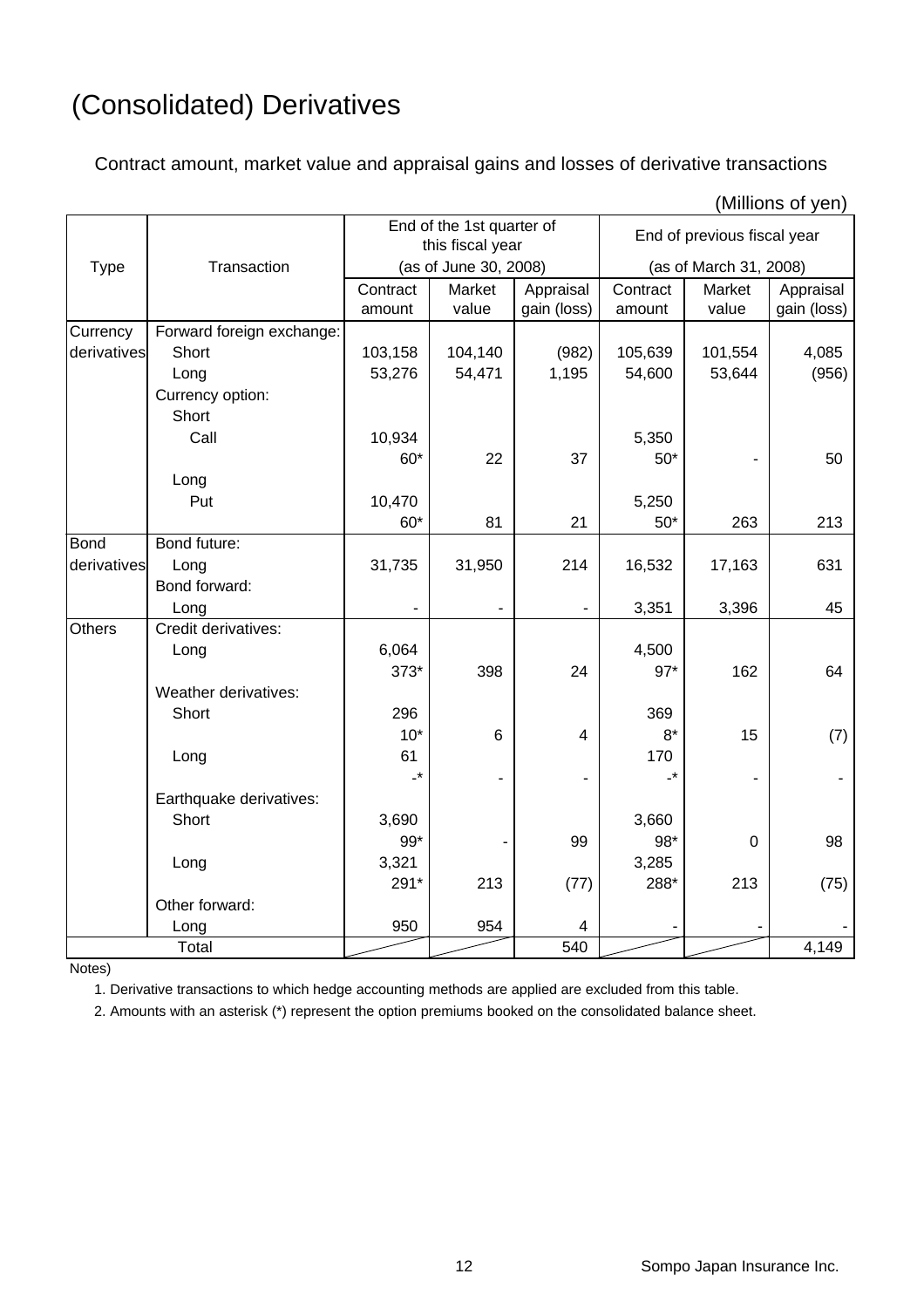# (Consolidated) Derivatives

Contract amount, market value and appraisal gains and losses of derivative transactions

(Millions of yen)

| Type | Transaction | End of the 1st quarter of this fiscal year (as of June 30, 2008) | | | End of previous fiscal year (as of March 31, 2008) | | |
|---|---|---|---|---|---|---|---|
| | | Contract amount | Market value | Appraisal gain (loss) | Contract amount | Market value | Appraisal gain (loss) |
| Currency derivatives | Forward foreign exchange: | | | | | | |
| | Short | 103,158 | 104,140 | (982) | 105,639 | 101,554 | 4,085 |
| | Long | 53,276 | 54,471 | 1,195 | 54,600 | 53,644 | (956) |
| | Currency option: | | | | | | |
| | Short | | | | | | |
| | Call | 10,934 | | | 5,350 | | |
| | | 60* | 22 | 37 | 50* | - | 50 |
| | Long | | | | | | |
| | Put | 10,470 | | | 5,250 | | |
| | | 60* | 81 | 21 | 50* | 263 | 213 |
| Bond derivatives | Bond future: | | | | | | |
| | Long | 31,735 | 31,950 | 214 | 16,532 | 17,163 | 631 |
| | Bond forward: | | | | | | |
| | Long | - | - | - | 3,351 | 3,396 | 45 |
| Others | Credit derivatives: | | | | | | |
| | Long | 6,064 | | | 4,500 | | |
| | | 373* | 398 | 24 | 97* | 162 | 64 |
| | Weather derivatives: | | | | | | |
| | Short | 296 | | | 369 | | |
| | | 10* | 6 | 4 | 8* | 15 | (7) |
| | Long | 61 | | | 170 | | |
| | | -* | - | - | -* | - | - |
| | Earthquake derivatives: | | | | | | |
| | Short | 3,690 | | | 3,660 | | |
| | | 99* | - | 99 | 98* | 0 | 98 |
| | Long | 3,321 | | | 3,285 | | |
| | | 291* | 213 | (77) | 288* | 213 | (75) |
| | Other forward: | | | | | | |
| | Long | 950 | 954 | 4 | - | - | - |
| Total | | | | 540 | | | 4,149 |

Notes)

1. Derivative transactions to which hedge accounting methods are applied are excluded from this table.
2. Amounts with an asterisk (*) represent the option premiums booked on the consolidated balance sheet.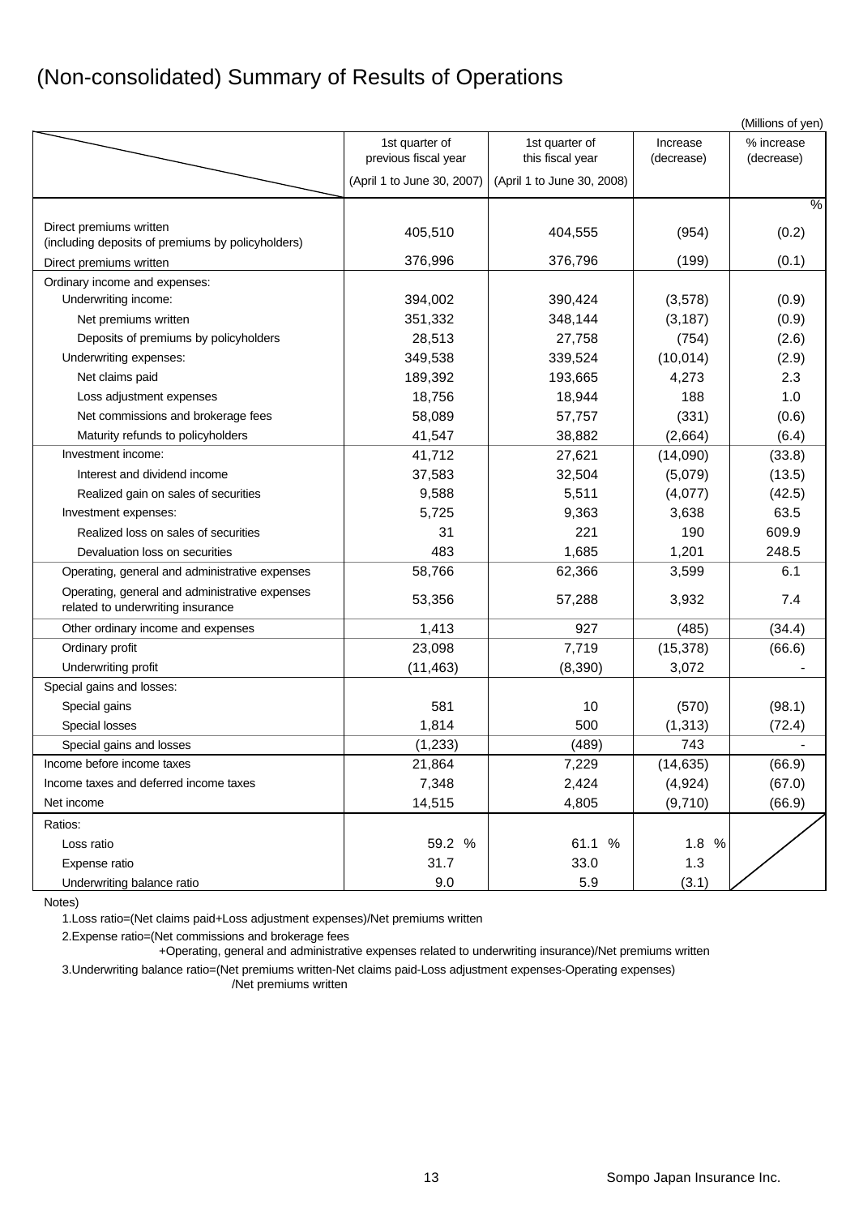# (Non-consolidated) Summary of Results of Operations

(Millions of yen)

| | 1st quarter of previous fiscal year (April 1 to June 30, 2007) | 1st quarter of this fiscal year (April 1 to June 30, 2008) | Increase (decrease) | % increase (decrease) |
|---|---|---|---|---|
| | | | | % |
| Direct premiums written (including deposits of premiums by policyholders) | 405,510 | 404,555 | (954) | (0.2) |
| Direct premiums written | 376,996 | 376,796 | (199) | (0.1) |
| Ordinary income and expenses: | | | | |
| Underwriting income: | 394,002 | 390,424 | (3,578) | (0.9) |
| Net premiums written | 351,332 | 348,144 | (3,187) | (0.9) |
| Deposits of premiums by policyholders | 28,513 | 27,758 | (754) | (2.6) |
| Underwriting expenses: | 349,538 | 339,524 | (10,014) | (2.9) |
| Net claims paid | 189,392 | 193,665 | 4,273 | 2.3 |
| Loss adjustment expenses | 18,756 | 18,944 | 188 | 1.0 |
| Net commissions and brokerage fees | 58,089 | 57,757 | (331) | (0.6) |
| Maturity refunds to policyholders | 41,547 | 38,882 | (2,664) | (6.4) |
| Investment income: | 41,712 | 27,621 | (14,090) | (33.8) |
| Interest and dividend income | 37,583 | 32,504 | (5,079) | (13.5) |
| Realized gain on sales of securities | 9,588 | 5,511 | (4,077) | (42.5) |
| Investment expenses: | 5,725 | 9,363 | 3,638 | 63.5 |
| Realized loss on sales of securities | 31 | 221 | 190 | 609.9 |
| Devaluation loss on securities | 483 | 1,685 | 1,201 | 248.5 |
| Operating, general and administrative expenses | 58,766 | 62,366 | 3,599 | 6.1 |
| Operating, general and administrative expenses related to underwriting insurance | 53,356 | 57,288 | 3,932 | 7.4 |
| Other ordinary income and expenses | 1,413 | 927 | (485) | (34.4) |
| Ordinary profit | 23,098 | 7,719 | (15,378) | (66.6) |
| Underwriting profit | (11,463) | (8,390) | 3,072 | - |
| Special gains and losses: | | | | |
| Special gains | 581 | 10 | (570) | (98.1) |
| Special losses | 1,814 | 500 | (1,313) | (72.4) |
| Special gains and losses | (1,233) | (489) | 743 | - |
| Income before income taxes | 21,864 | 7,229 | (14,635) | (66.9) |
| Income taxes and deferred income taxes | 7,348 | 2,424 | (4,924) | (67.0) |
| Net income | 14,515 | 4,805 | (9,710) | (66.9) |
| Ratios: | | | | |
| Loss ratio | 59.2 % | 61.1 % | 1.8 % | |
| Expense ratio | 31.7 | 33.0 | 1.3 | |
| Underwriting balance ratio | 9.0 | 5.9 | (3.1) | |

Notes)

1. Loss ratio=(Net claims paid+Loss adjustment expenses)/Net premiums written
2. Expense ratio=(Net commissions and brokerage fees +Operating, general and administrative expenses related to underwriting insurance)/Net premiums written
3. Underwriting balance ratio=(Net premiums written-Net claims paid-Loss adjustment expenses-Operating expenses) /Net premiums written

Sompo Japan Insurance Inc.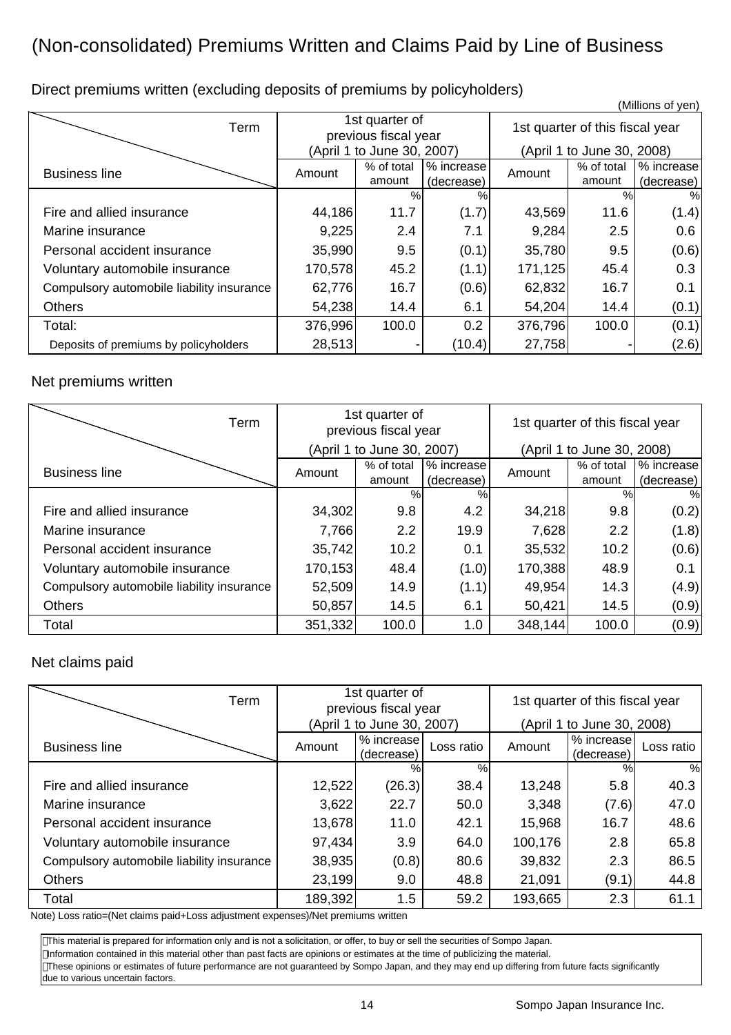# (Non-consolidated) Premiums Written and Claims Paid by Line of Business

## Direct premiums written (excluding deposits of premiums by policyholders)

(Millions of yen)

| Business line | 1st quarter of previous fiscal year (April 1 to June 30, 2007) | | | 1st quarter of this fiscal year (April 1 to June 30, 2008) | | |
|---|---|---|---|---|---|---|
| | Amount | % of total amount | % increase (decrease) | Amount | % of total amount | % increase (decrease) |
| | | % | % | | % | % |
| Fire and allied insurance | 44,186 | 11.7 | (1.7) | 43,569 | 11.6 | (1.4) |
| Marine insurance | 9,225 | 2.4 | 7.1 | 9,284 | 2.5 | 0.6 |
| Personal accident insurance | 35,990 | 9.5 | (0.1) | 35,780 | 9.5 | (0.6) |
| Voluntary automobile insurance | 170,578 | 45.2 | (1.1) | 171,125 | 45.4 | 0.3 |
| Compulsory automobile liability insurance | 62,776 | 16.7 | (0.6) | 62,832 | 16.7 | 0.1 |
| Others | 54,238 | 14.4 | 6.1 | 54,204 | 14.4 | (0.1) |
| Total: | 376,996 | 100.0 | 0.2 | 376,796 | 100.0 | (0.1) |
| Deposits of premiums by policyholders | 28,513 | - | (10.4) | 27,758 | - | (2.6) |

## Net premiums written

| Business line | 1st quarter of previous fiscal year (April 1 to June 30, 2007) | | | 1st quarter of this fiscal year (April 1 to June 30, 2008) | | |
|---|---|---|---|---|---|---|
| | Amount | % of total amount | % increase (decrease) | Amount | % of total amount | % increase (decrease) |
| | | % | % | | % | % |
| Fire and allied insurance | 34,302 | 9.8 | 4.2 | 34,218 | 9.8 | (0.2) |
| Marine insurance | 7,766 | 2.2 | 19.9 | 7,628 | 2.2 | (1.8) |
| Personal accident insurance | 35,742 | 10.2 | 0.1 | 35,532 | 10.2 | (0.6) |
| Voluntary automobile insurance | 170,153 | 48.4 | (1.0) | 170,388 | 48.9 | 0.1 |
| Compulsory automobile liability insurance | 52,509 | 14.9 | (1.1) | 49,954 | 14.3 | (4.9) |
| Others | 50,857 | 14.5 | 6.1 | 50,421 | 14.5 | (0.9) |
| Total | 351,332 | 100.0 | 1.0 | 348,144 | 100.0 | (0.9) |

## Net claims paid

| Business line | 1st quarter of previous fiscal year (April 1 to June 30, 2007) | | | 1st quarter of this fiscal year (April 1 to June 30, 2008) | | |
|---|---|---|---|---|---|---|
| | Amount | % increase (decrease) | Loss ratio | Amount | % increase (decrease) | Loss ratio |
| | | % | % | | % | % |
| Fire and allied insurance | 12,522 | (26.3) | 38.4 | 13,248 | 5.8 | 40.3 |
| Marine insurance | 3,622 | 22.7 | 50.0 | 3,348 | (7.6) | 47.0 |
| Personal accident insurance | 13,678 | 11.0 | 42.1 | 15,968 | 16.7 | 48.6 |
| Voluntary automobile insurance | 97,434 | 3.9 | 64.0 | 100,176 | 2.8 | 65.8 |
| Compulsory automobile liability insurance | 38,935 | (0.8) | 80.6 | 39,832 | 2.3 | 86.5 |
| Others | 23,199 | 9.0 | 48.8 | 21,091 | (9.1) | 44.8 |
| Total | 189,392 | 1.5 | 59.2 | 193,665 | 2.3 | 61.1 |

Note) Loss ratio=(Net claims paid+Loss adjustment expenses)/Net premiums written

- This material is prepared for information only and is not a solicitation, or offer, to buy or sell the securities of Sompo Japan.
- Information contained in this material other than past facts are opinions or estimates at the time of publicizing the material.
- These opinions or estimates of future performance are not guaranteed by Sompo Japan, and they may end up differing from future facts significantly due to various uncertain factors.

Sompo Japan Insurance Inc.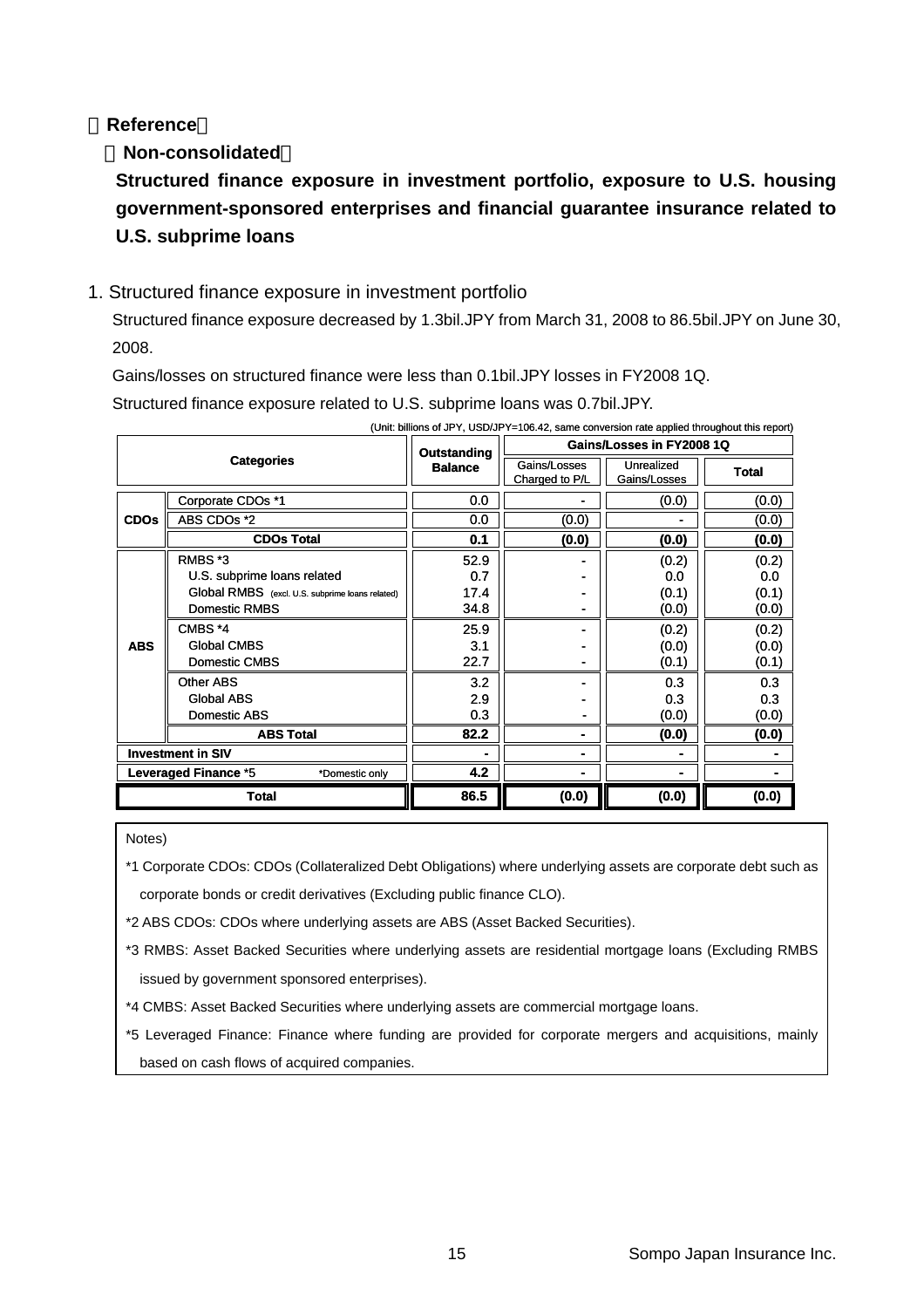【Reference】

【Non-consolidated】

**Structured finance exposure in investment portfolio, exposure to U.S. housing government-sponsored enterprises and financial guarantee insurance related to U.S. subprime loans**

1. Structured finance exposure in investment portfolio

Structured finance exposure decreased by 1.3bil.JPY from March 31, 2008 to 86.5bil.JPY on June 30, 2008.

Gains/losses on structured finance were less than 0.1bil.JPY losses in FY2008 1Q.

Structured finance exposure related to U.S. subprime loans was 0.7bil.JPY.

(Unit: billions of JPY, USD/JPY=106.42, same conversion rate applied throughout this report)

| Categories | | Outstanding Balance | Gains/Losses in FY2008 1Q | | |
|---|---|---|---|---|---|
| | | | Gains/Losses Charged to P/L | Unrealized Gains/Losses | Total |
| CDOs | Corporate CDOs *1 | 0.0 | - | (0.0) | (0.0) |
| | ABS CDOs *2 | 0.0 | (0.0) | - | (0.0) |
| | **CDOs Total** | **0.1** | **(0.0)** | **(0.0)** | **(0.0)** |
| ABS | RMBS *3 | 52.9 | - | (0.2) | (0.2) |
| | U.S. subprime loans related | 0.7 | - | 0.0 | 0.0 |
| | Global RMBS (excl. U.S. subprime loans related) | 17.4 | - | (0.1) | (0.1) |
| | Domestic RMBS | 34.8 | - | (0.0) | (0.0) |
| | CMBS *4 | 25.9 | - | (0.2) | (0.2) |
| | Global CMBS | 3.1 | - | (0.0) | (0.0) |
| | Domestic CMBS | 22.7 | - | (0.1) | (0.1) |
| | Other ABS | 3.2 | - | 0.3 | 0.3 |
| | Global ABS | 2.9 | - | 0.3 | 0.3 |
| | Domestic ABS | 0.3 | - | (0.0) | (0.0) |
| | **ABS Total** | **82.2** | **-** | **(0.0)** | **(0.0)** |
| **Investment in SIV** | | **-** | **-** | **-** | **-** |
| **Leveraged Finance** *5 *Domestic only | | **4.2** | **-** | **-** | **-** |
| **Total** | | **86.5** | **(0.0)** | **(0.0)** | **(0.0)** |

Notes)

*1 Corporate CDOs: CDOs (Collateralized Debt Obligations) where underlying assets are corporate debt such as corporate bonds or credit derivatives (Excluding public finance CLO).

*2 ABS CDOs: CDOs where underlying assets are ABS (Asset Backed Securities).

*3 RMBS: Asset Backed Securities where underlying assets are residential mortgage loans (Excluding RMBS issued by government sponsored enterprises).

*4 CMBS: Asset Backed Securities where underlying assets are commercial mortgage loans.

*5 Leveraged Finance: Finance where funding are provided for corporate mergers and acquisitions, mainly based on cash flows of acquired companies.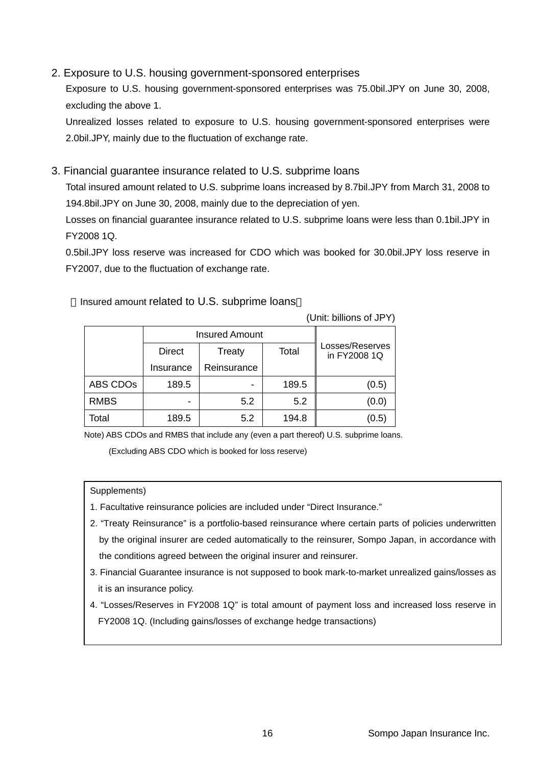## 2. Exposure to U.S. housing government-sponsored enterprises

Exposure to U.S. housing government-sponsored enterprises was 75.0bil.JPY on June 30, 2008, excluding the above 1.

Unrealized losses related to exposure to U.S. housing government-sponsored enterprises were 2.0bil.JPY, mainly due to the fluctuation of exchange rate.

## 3. Financial guarantee insurance related to U.S. subprime loans

Total insured amount related to U.S. subprime loans increased by 8.7bil.JPY from March 31, 2008 to 194.8bil.JPY on June 30, 2008, mainly due to the depreciation of yen.

Losses on financial guarantee insurance related to U.S. subprime loans were less than 0.1bil.JPY in FY2008 1Q.

0.5bil.JPY loss reserve was increased for CDO which was booked for 30.0bil.JPY loss reserve in FY2007, due to the fluctuation of exchange rate.

〈Insured amount related to U.S. subprime loans〉

(Unit: billions of JPY)

| | Insured Amount | | | Losses/Reserves in FY2008 1Q |
|---|---|---|---|---|
| | Direct Insurance | Treaty Reinsurance | Total | |
| ABS CDOs | 189.5 | - | 189.5 | (0.5) |
| RMBS | - | 5.2 | 5.2 | (0.0) |
| Total | 189.5 | 5.2 | 194.8 | (0.5) |

Note) ABS CDOs and RMBS that include any (even a part thereof) U.S. subprime loans.

(Excluding ABS CDO which is booked for loss reserve)

Supplements)

1. Facultative reinsurance policies are included under "Direct Insurance."
2. "Treaty Reinsurance" is a portfolio-based reinsurance where certain parts of policies underwritten by the original insurer are ceded automatically to the reinsurer, Sompo Japan, in accordance with the conditions agreed between the original insurer and reinsurer.
3. Financial Guarantee insurance is not supposed to book mark-to-market unrealized gains/losses as it is an insurance policy.
4. "Losses/Reserves in FY2008 1Q" is total amount of payment loss and increased loss reserve in FY2008 1Q. (Including gains/losses of exchange hedge transactions)